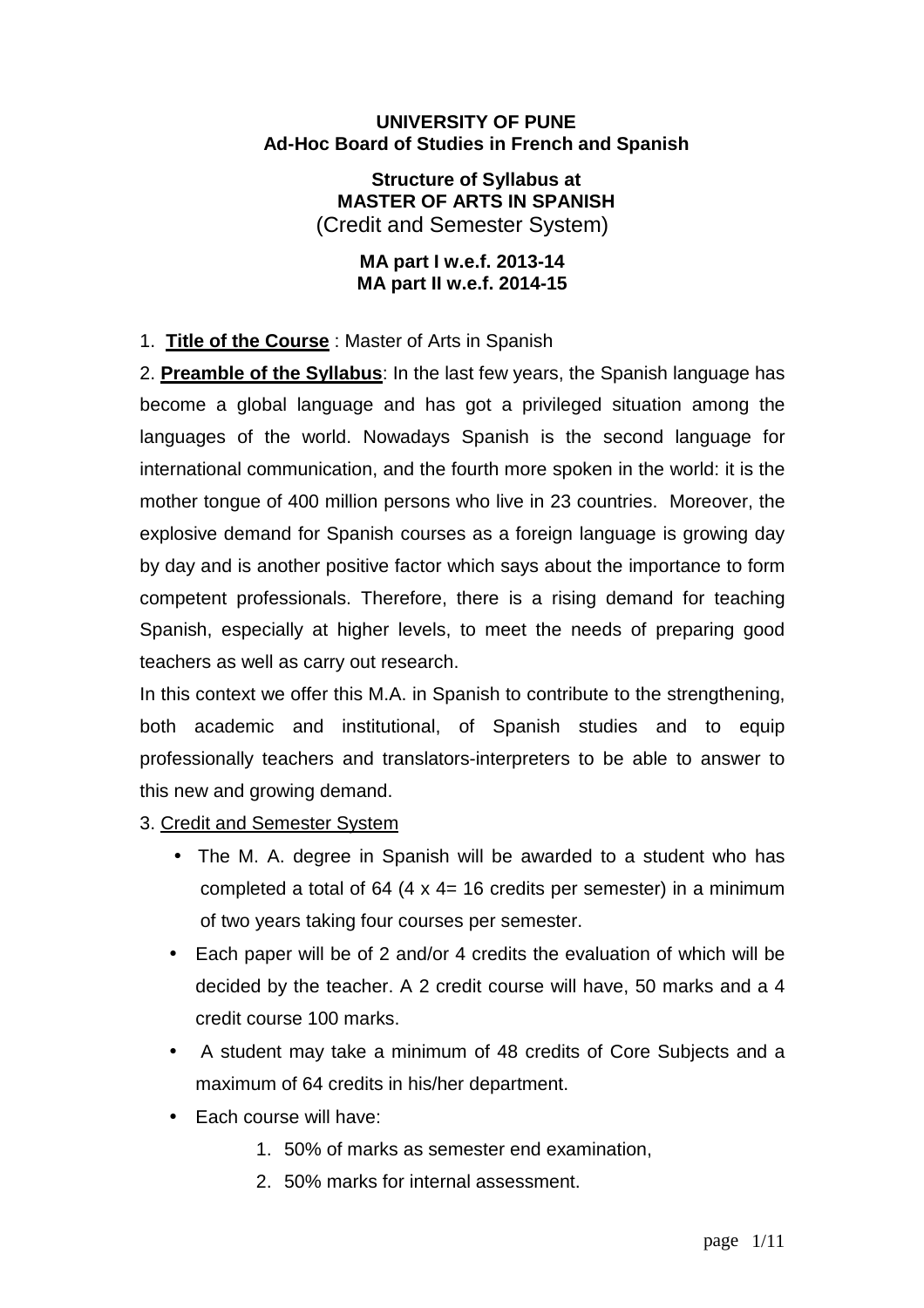**UNIVERSITY OF PUNE**
**Ad-Hoc Board of Studies in French and Spanish**

**Structure of Syllabus at**
**MASTER OF ARTS IN SPANISH**
(Credit and Semester System)

**MA part I w.e.f. 2013-14**
**MA part II w.e.f. 2014-15**

1. **Title of the Course** : Master of Arts in Spanish

2. **Preamble of the Syllabus**: In the last few years, the Spanish language has become a global language and has got a privileged situation among the languages of the world. Nowadays Spanish is the second language for international communication, and the fourth more spoken in the world: it is the mother tongue of 400 million persons who live in 23 countries. Moreover, the explosive demand for Spanish courses as a foreign language is growing day by day and is another positive factor which says about the importance to form competent professionals. Therefore, there is a rising demand for teaching Spanish, especially at higher levels, to meet the needs of preparing good teachers as well as carry out research.

In this context we offer this M.A. in Spanish to contribute to the strengthening, both academic and institutional, of Spanish studies and to equip professionally teachers and translators-interpreters to be able to answer to this new and growing demand.

3. Credit and Semester System

- The M. A. degree in Spanish will be awarded to a student who has completed a total of 64 (4 x 4= 16 credits per semester) in a minimum of two years taking four courses per semester.
- Each paper will be of 2 and/or 4 credits the evaluation of which will be decided by the teacher. A 2 credit course will have, 50 marks and a 4 credit course 100 marks.
- A student may take a minimum of 48 credits of Core Subjects and a maximum of 64 credits in his/her department.
- Each course will have:
  1. 50% of marks as semester end examination,
  2. 50% marks for internal assessment.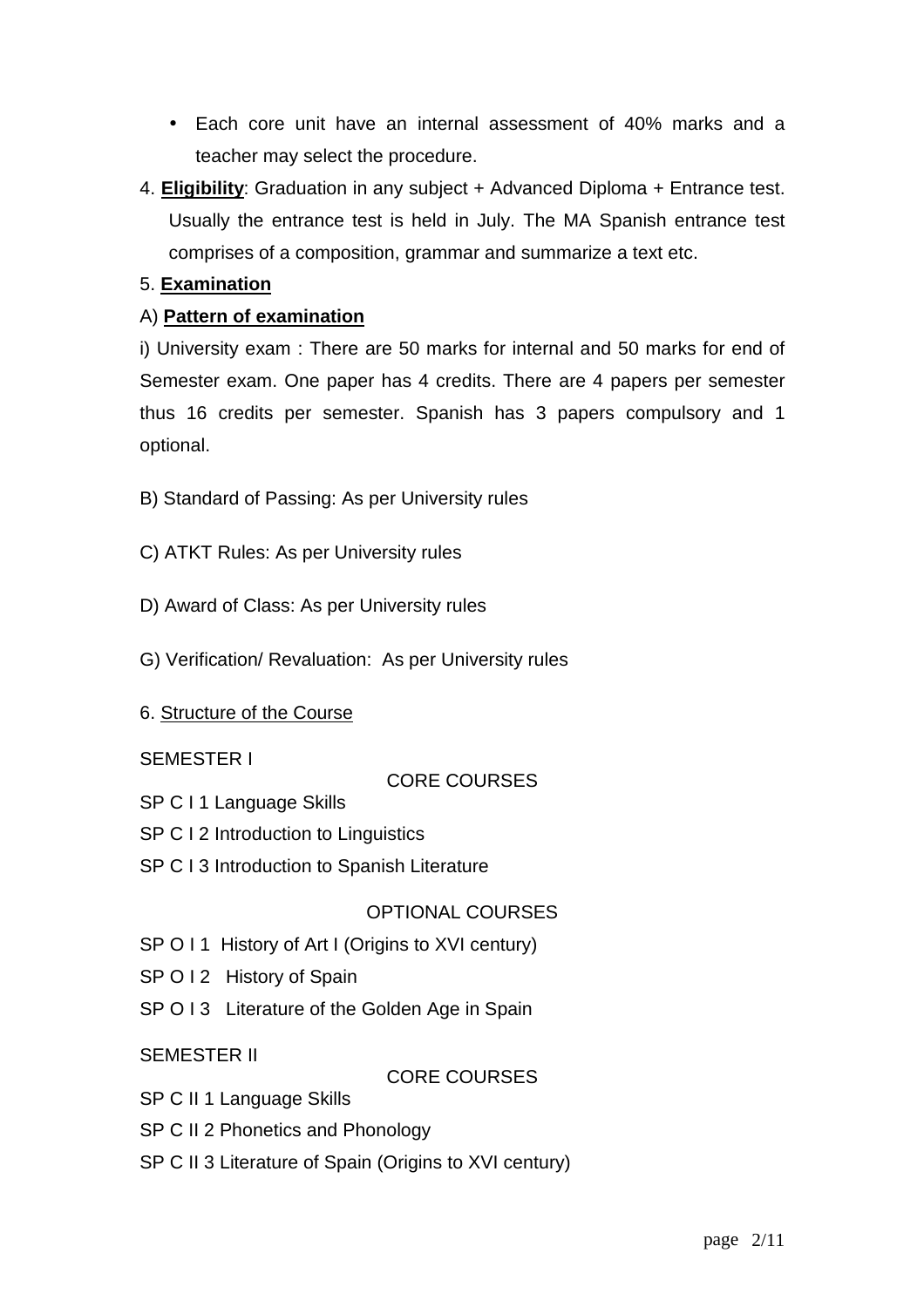- Each core unit have an internal assessment of 40% marks and a teacher may select the procedure.

4. **Eligibility**: Graduation in any subject + Advanced Diploma + Entrance test. Usually the entrance test is held in July. The MA Spanish entrance test comprises of a composition, grammar and summarize a text etc.

5. **Examination**

A) **Pattern of examination**

i) University exam : There are 50 marks for internal and 50 marks for end of Semester exam. One paper has 4 credits. There are 4 papers per semester thus 16 credits per semester. Spanish has 3 papers compulsory and 1 optional.

B) Standard of Passing: As per University rules

C) ATKT Rules: As per University rules

D) Award of Class: As per University rules

G) Verification/ Revaluation: As per University rules

6. Structure of the Course

SEMESTER I

CORE COURSES

SP C I 1 Language Skills

SP C I 2 Introduction to Linguistics

SP C I 3 Introduction to Spanish Literature

OPTIONAL COURSES

SP O I 1 History of Art I (Origins to XVI century)

SP O I 2 History of Spain

SP O I 3 Literature of the Golden Age in Spain

SEMESTER II

CORE COURSES

SP C II 1 Language Skills

SP C II 2 Phonetics and Phonology

SP C II 3 Literature of Spain (Origins to XVI century)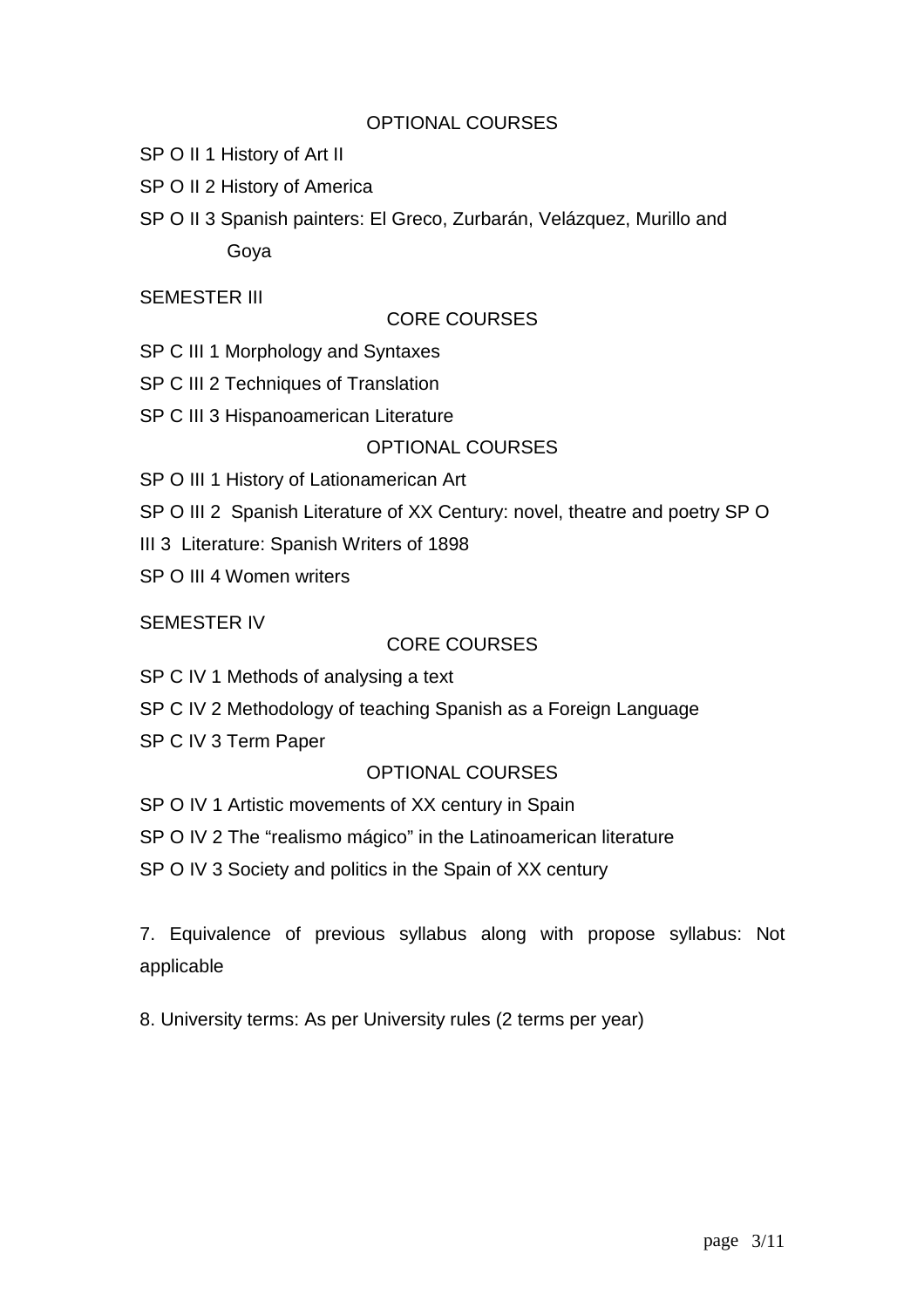OPTIONAL COURSES

SP O II 1 History of Art II

SP O II 2 History of America

SP O II 3 Spanish painters: El Greco, Zurbarán, Velázquez, Murillo and Goya

SEMESTER III

CORE COURSES

SP C III 1 Morphology and Syntaxes

SP C III 2 Techniques of Translation

SP C III 3 Hispanoamerican Literature

OPTIONAL COURSES

SP O III 1 History of Lationamerican Art

SP O III 2 Spanish Literature of XX Century: novel, theatre and poetry

SP O III 3 Literature: Spanish Writers of 1898

SP O III 4 Women writers

SEMESTER IV

CORE COURSES

SP C IV 1 Methods of analysing a text

SP C IV 2 Methodology of teaching Spanish as a Foreign Language

SP C IV 3 Term Paper

OPTIONAL COURSES

SP O IV 1 Artistic movements of XX century in Spain

SP O IV 2 The "realismo mágico" in the Latinoamerican literature

SP O IV 3 Society and politics in the Spain of XX century

7. Equivalence of previous syllabus along with propose syllabus: Not applicable

8. University terms: As per University rules (2 terms per year)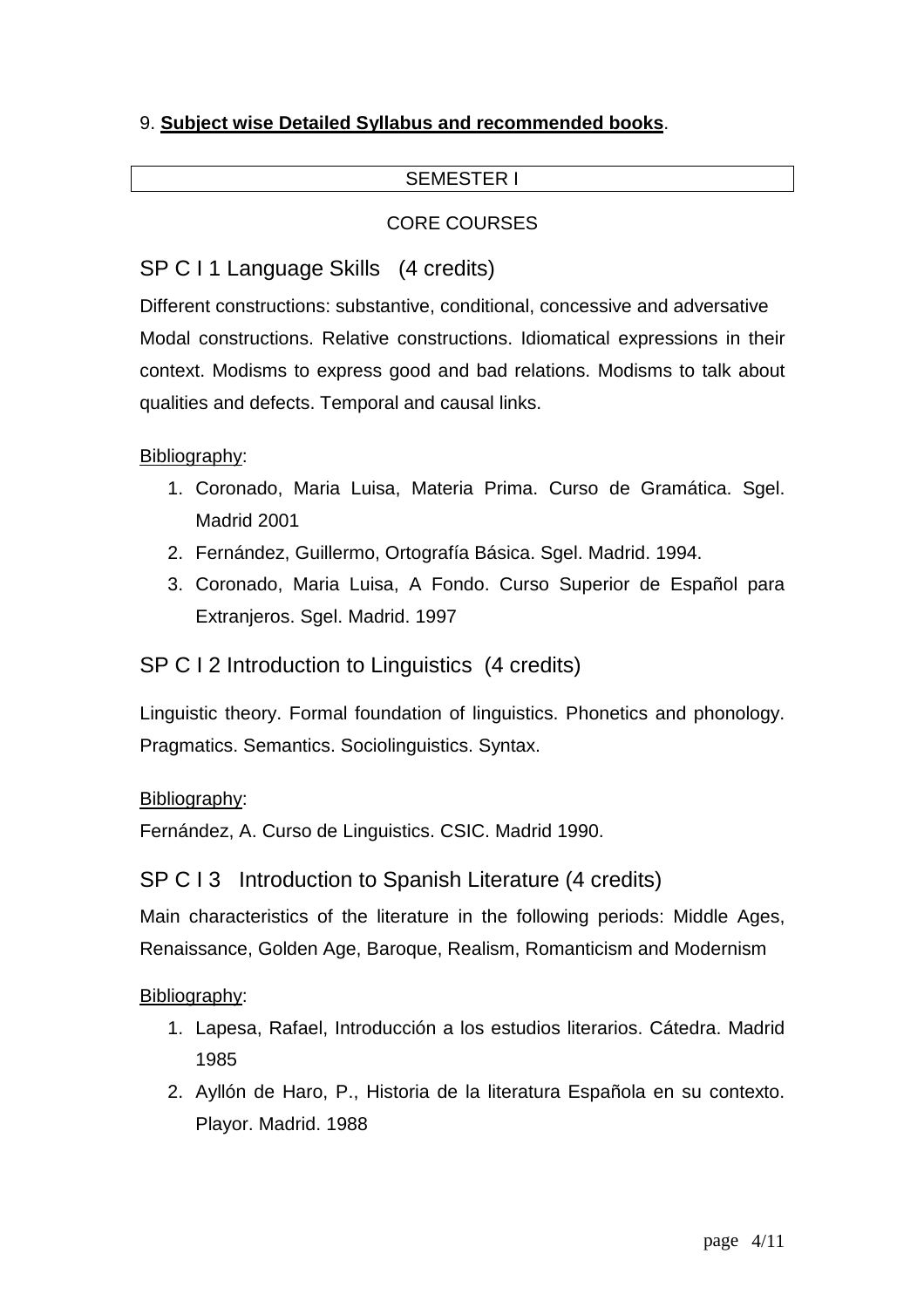9. **Subject wise Detailed Syllabus and recommended books**.

| SEMESTER I |
|---|

CORE COURSES

## SP C I 1 Language Skills (4 credits)

Different constructions: substantive, conditional, concessive and adversative Modal constructions. Relative constructions. Idiomatical expressions in their context. Modisms to express good and bad relations. Modisms to talk about qualities and defects. Temporal and causal links.

Bibliography:

1. Coronado, Maria Luisa, Materia Prima. Curso de Gramática. Sgel. Madrid 2001
2. Fernández, Guillermo, Ortografía Básica. Sgel. Madrid. 1994.
3. Coronado, Maria Luisa, A Fondo. Curso Superior de Español para Extranjeros. Sgel. Madrid. 1997

## SP C I 2 Introduction to Linguistics (4 credits)

Linguistic theory. Formal foundation of linguistics. Phonetics and phonology. Pragmatics. Semantics. Sociolinguistics. Syntax.

Bibliography:

Fernández, A. Curso de Linguistics. CSIC. Madrid 1990.

## SP C I 3 Introduction to Spanish Literature (4 credits)

Main characteristics of the literature in the following periods: Middle Ages, Renaissance, Golden Age, Baroque, Realism, Romanticism and Modernism

Bibliography:

1. Lapesa, Rafael, Introducción a los estudios literarios. Cátedra. Madrid 1985
2. Ayllón de Haro, P., Historia de la literatura Española en su contexto. Playor. Madrid. 1988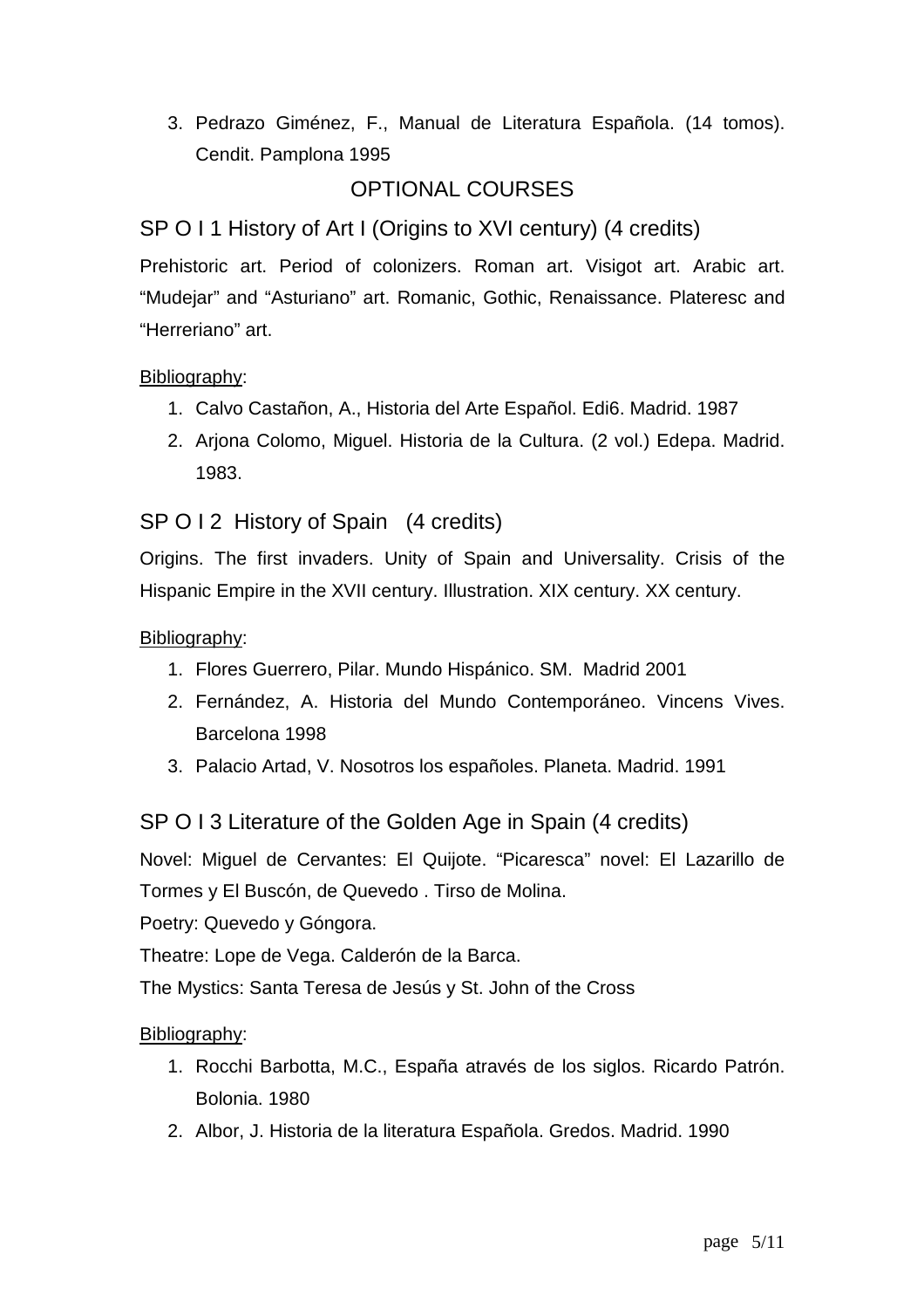3. Pedrazo Giménez, F., Manual de Literatura Española. (14 tomos). Cendit. Pamplona 1995

## OPTIONAL COURSES

### SP O I 1 History of Art I (Origins to XVI century) (4 credits)

Prehistoric art. Period of colonizers. Roman art. Visigot art. Arabic art. “Mudejar” and “Asturiano” art. Romanic, Gothic, Renaissance. Plateresc and “Herreriano” art.

Bibliography:

1. Calvo Castañon, A., Historia del Arte Español. Edi6. Madrid. 1987
2. Arjona Colomo, Miguel. Historia de la Cultura. (2 vol.) Edepa. Madrid. 1983.

### SP O I 2 History of Spain (4 credits)

Origins. The first invaders. Unity of Spain and Universality. Crisis of the Hispanic Empire in the XVII century. Illustration. XIX century. XX century.

Bibliography:

1. Flores Guerrero, Pilar. Mundo Hispánico. SM. Madrid 2001
2. Fernández, A. Historia del Mundo Contemporáneo. Vincens Vives. Barcelona 1998
3. Palacio Artad, V. Nosotros los españoles. Planeta. Madrid. 1991

### SP O I 3 Literature of the Golden Age in Spain (4 credits)

Novel: Miguel de Cervantes: El Quijote. “Picaresca” novel: El Lazarillo de Tormes y El Buscón, de Quevedo . Tirso de Molina.

Poetry: Quevedo y Góngora.

Theatre: Lope de Vega. Calderón de la Barca.

The Mystics: Santa Teresa de Jesús y St. John of the Cross

Bibliography:

1. Rocchi Barbotta, M.C., España através de los siglos. Ricardo Patrón. Bolonia. 1980
2. Albor, J. Historia de la literatura Española. Gredos. Madrid. 1990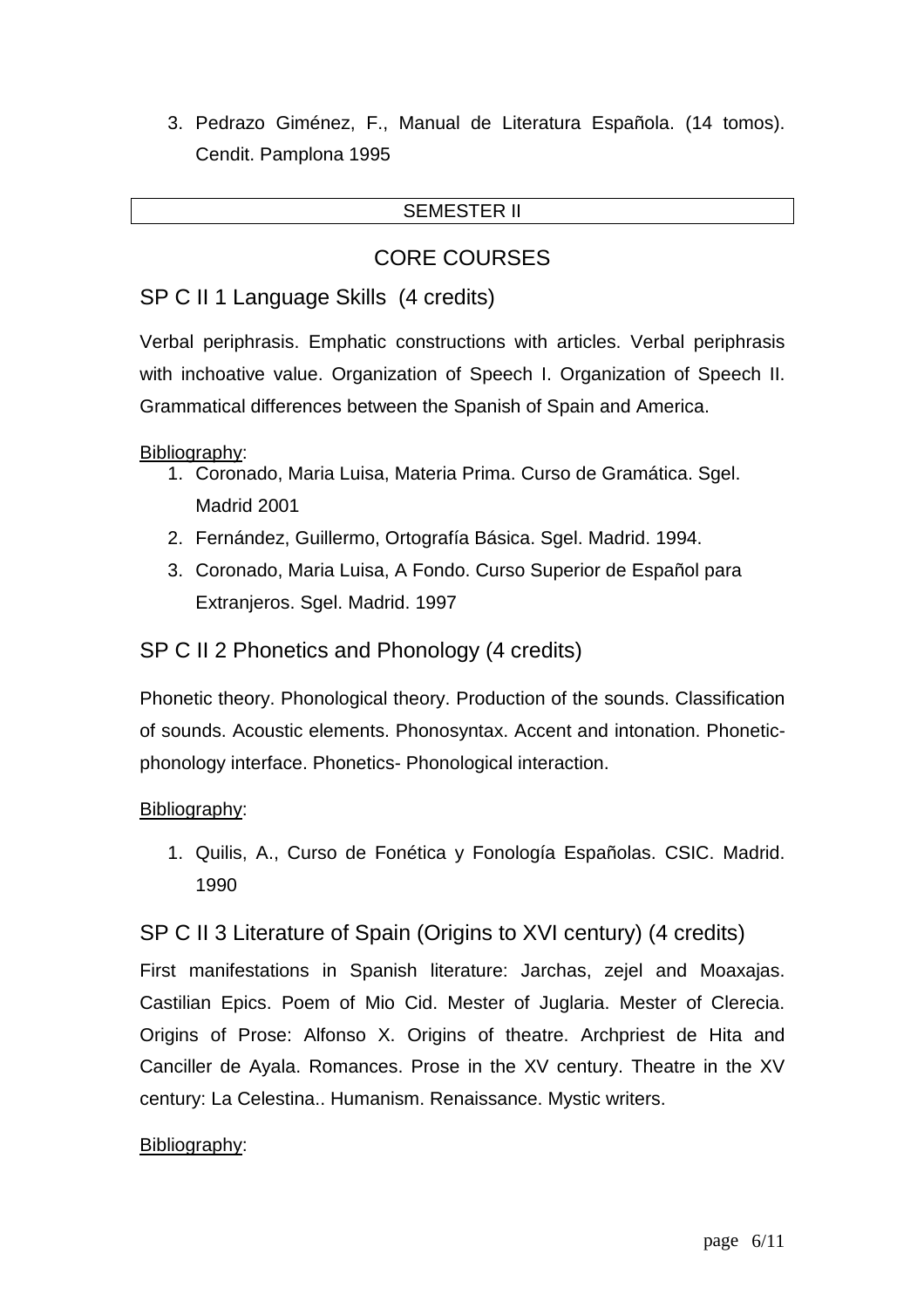3. Pedrazo Giménez, F., Manual de Literatura Española. (14 tomos). Cendit. Pamplona 1995

## SEMESTER II

## CORE COURSES

### SP C II 1 Language Skills (4 credits)

Verbal periphrasis. Emphatic constructions with articles. Verbal periphrasis with inchoative value. Organization of Speech I. Organization of Speech II. Grammatical differences between the Spanish of Spain and America.

Bibliography:

1. Coronado, Maria Luisa, Materia Prima. Curso de Gramática. Sgel. Madrid 2001
2. Fernández, Guillermo, Ortografía Básica. Sgel. Madrid. 1994.
3. Coronado, Maria Luisa, A Fondo. Curso Superior de Español para Extranjeros. Sgel. Madrid. 1997

### SP C II 2 Phonetics and Phonology (4 credits)

Phonetic theory. Phonological theory. Production of the sounds. Classification of sounds. Acoustic elements. Phonosyntax. Accent and intonation. Phonetic-phonology interface. Phonetics- Phonological interaction.

Bibliography:

1. Quilis, A., Curso de Fonética y Fonología Españolas. CSIC. Madrid. 1990

### SP C II 3 Literature of Spain (Origins to XVI century) (4 credits)

First manifestations in Spanish literature: Jarchas, zejel and Moaxajas. Castilian Epics. Poem of Mio Cid. Mester of Juglaria. Mester of Clerecia. Origins of Prose: Alfonso X. Origins of theatre. Archpriest de Hita and Canciller de Ayala. Romances. Prose in the XV century. Theatre in the XV century: La Celestina.. Humanism. Renaissance. Mystic writers.

Bibliography: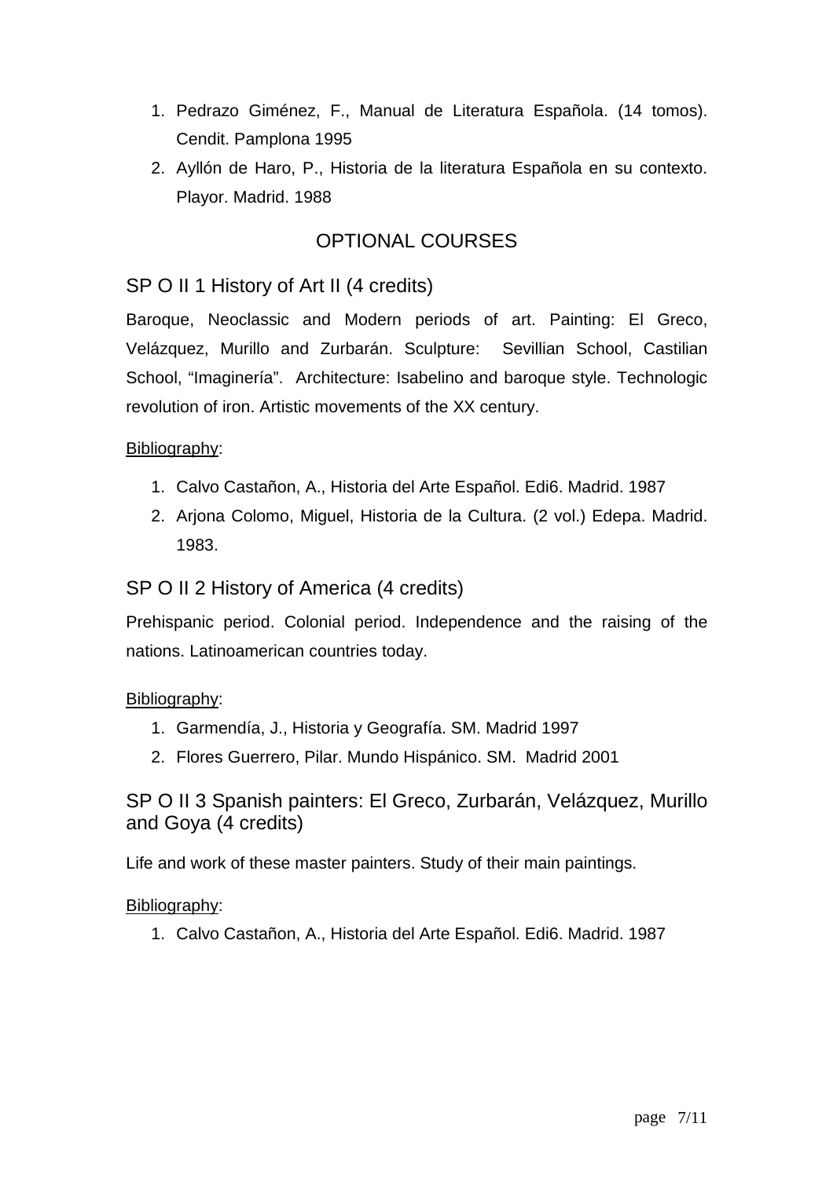1. Pedrazo Giménez, F., Manual de Literatura Española. (14 tomos). Cendit. Pamplona 1995
2. Ayllón de Haro, P., Historia de la literatura Española en su contexto. Playor. Madrid. 1988

## OPTIONAL COURSES

### SP O II 1 History of Art II (4 credits)

Baroque, Neoclassic and Modern periods of art. Painting: El Greco, Velázquez, Murillo and Zurbarán. Sculpture: Sevillian School, Castilian School, "Imaginería". Architecture: Isabelino and baroque style. Technologic revolution of iron. Artistic movements of the XX century.

Bibliography:

1. Calvo Castañon, A., Historia del Arte Español. Edi6. Madrid. 1987
2. Arjona Colomo, Miguel, Historia de la Cultura. (2 vol.) Edepa. Madrid. 1983.

### SP O II 2 History of America (4 credits)

Prehispanic period. Colonial period. Independence and the raising of the nations. Latinoamerican countries today.

Bibliography:

1. Garmendía, J., Historia y Geografía. SM. Madrid 1997
2. Flores Guerrero, Pilar. Mundo Hispánico. SM. Madrid 2001

### SP O II 3 Spanish painters: El Greco, Zurbarán, Velázquez, Murillo and Goya (4 credits)

Life and work of these master painters. Study of their main paintings.

Bibliography:

1. Calvo Castañon, A., Historia del Arte Español. Edi6. Madrid. 1987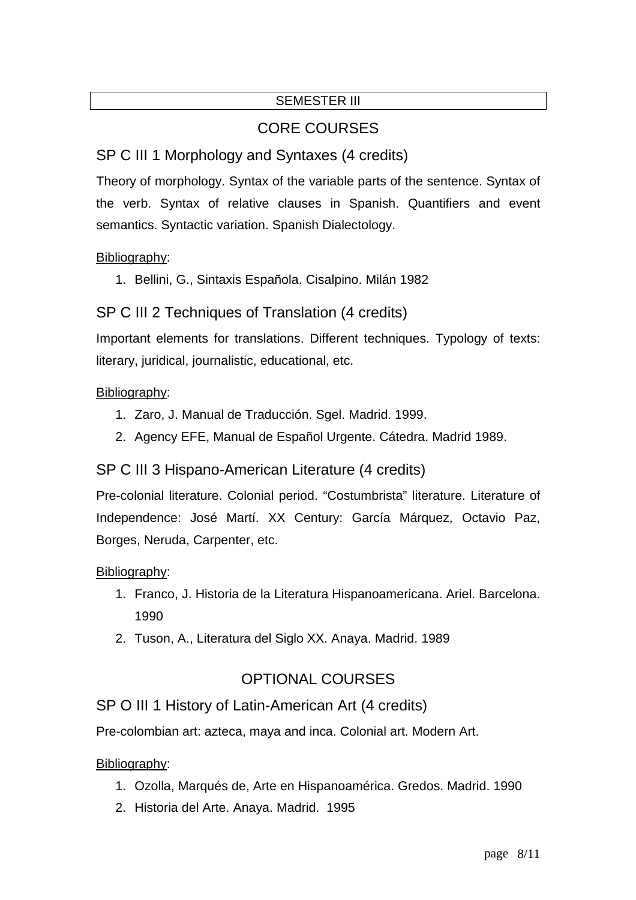SEMESTER III

## CORE COURSES

### SP C III 1 Morphology and Syntaxes (4 credits)

Theory of morphology. Syntax of the variable parts of the sentence. Syntax of the verb. Syntax of relative clauses in Spanish. Quantifiers and event semantics. Syntactic variation. Spanish Dialectology.

Bibliography:

1. Bellini, G., Sintaxis Española. Cisalpino. Milán 1982

### SP C III 2 Techniques of Translation (4 credits)

Important elements for translations. Different techniques. Typology of texts: literary, juridical, journalistic, educational, etc.

Bibliography:

1. Zaro, J. Manual de Traducción. Sgel. Madrid. 1999.
2. Agency EFE, Manual de Español Urgente. Cátedra. Madrid 1989.

### SP C III 3 Hispano-American Literature (4 credits)

Pre-colonial literature. Colonial period. "Costumbrista" literature. Literature of Independence: José Martí. XX Century: García Márquez, Octavio Paz, Borges, Neruda, Carpenter, etc.

Bibliography:

1. Franco, J. Historia de la Literatura Hispanoamericana. Ariel. Barcelona. 1990
2. Tuson, A., Literatura del Siglo XX. Anaya. Madrid. 1989

## OPTIONAL COURSES

### SP O III 1 History of Latin-American Art (4 credits)

Pre-colombian art: azteca, maya and inca. Colonial art. Modern Art.

Bibliography:

1. Ozolla, Marqués de, Arte en Hispanoamérica. Gredos. Madrid. 1990
2. Historia del Arte. Anaya. Madrid. 1995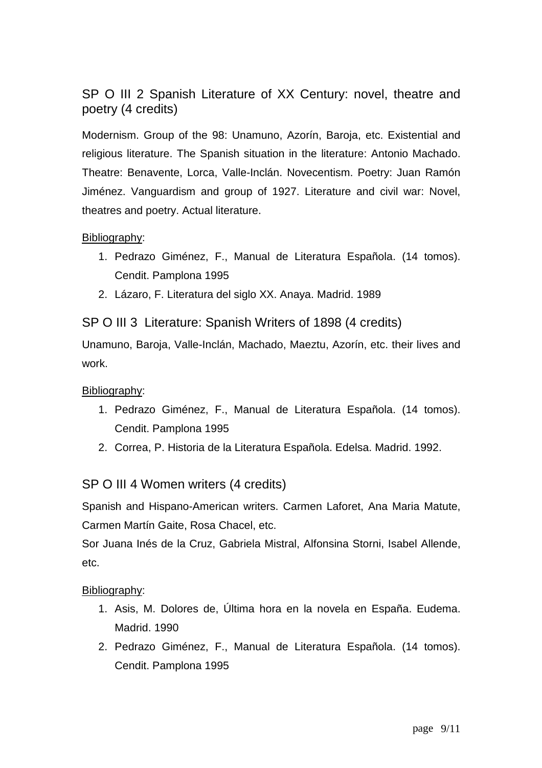## SP O III 2 Spanish Literature of XX Century: novel, theatre and poetry (4 credits)

Modernism. Group of the 98: Unamuno, Azorín, Baroja, etc. Existential and religious literature. The Spanish situation in the literature: Antonio Machado. Theatre: Benavente, Lorca, Valle-Inclán. Novecentism. Poetry: Juan Ramón Jiménez. Vanguardism and group of 1927. Literature and civil war: Novel, theatres and poetry. Actual literature.

Bibliography:

1. Pedrazo Giménez, F., Manual de Literatura Española. (14 tomos). Cendit. Pamplona 1995
2. Lázaro, F. Literatura del siglo XX. Anaya. Madrid. 1989

## SP O III 3 Literature: Spanish Writers of 1898 (4 credits)

Unamuno, Baroja, Valle-Inclán, Machado, Maeztu, Azorín, etc. their lives and work.

Bibliography:

1. Pedrazo Giménez, F., Manual de Literatura Española. (14 tomos). Cendit. Pamplona 1995
2. Correa, P. Historia de la Literatura Española. Edelsa. Madrid. 1992.

## SP O III 4 Women writers (4 credits)

Spanish and Hispano-American writers. Carmen Laforet, Ana Maria Matute, Carmen Martín Gaite, Rosa Chacel, etc.
Sor Juana Inés de la Cruz, Gabriela Mistral, Alfonsina Storni, Isabel Allende, etc.

Bibliography:

1. Asis, M. Dolores de, Última hora en la novela en España. Eudema. Madrid. 1990
2. Pedrazo Giménez, F., Manual de Literatura Española. (14 tomos). Cendit. Pamplona 1995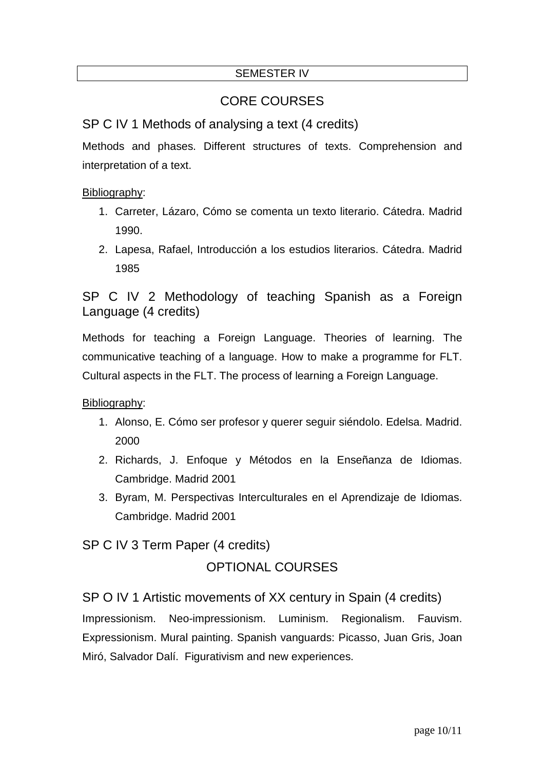SEMESTER IV

## CORE COURSES

### SP C IV 1 Methods of analysing a text (4 credits)

Methods and phases. Different structures of texts. Comprehension and interpretation of a text.

Bibliography:

1. Carreter, Lázaro, Cómo se comenta un texto literario. Cátedra. Madrid 1990.
2. Lapesa, Rafael, Introducción a los estudios literarios. Cátedra. Madrid 1985

### SP C IV 2 Methodology of teaching Spanish as a Foreign Language (4 credits)

Methods for teaching a Foreign Language. Theories of learning. The communicative teaching of a language. How to make a programme for FLT. Cultural aspects in the FLT. The process of learning a Foreign Language.

Bibliography:

1. Alonso, E. Cómo ser profesor y querer seguir siéndolo. Edelsa. Madrid. 2000
2. Richards, J. Enfoque y Métodos en la Enseñanza de Idiomas. Cambridge. Madrid 2001
3. Byram, M. Perspectivas Interculturales en el Aprendizaje de Idiomas. Cambridge. Madrid 2001

### SP C IV 3 Term Paper (4 credits)

## OPTIONAL COURSES

### SP O IV 1 Artistic movements of XX century in Spain (4 credits)

Impressionism. Neo-impressionism. Luminism. Regionalism. Fauvism. Expressionism. Mural painting. Spanish vanguards: Picasso, Juan Gris, Joan Miró, Salvador Dalí. Figurativism and new experiences.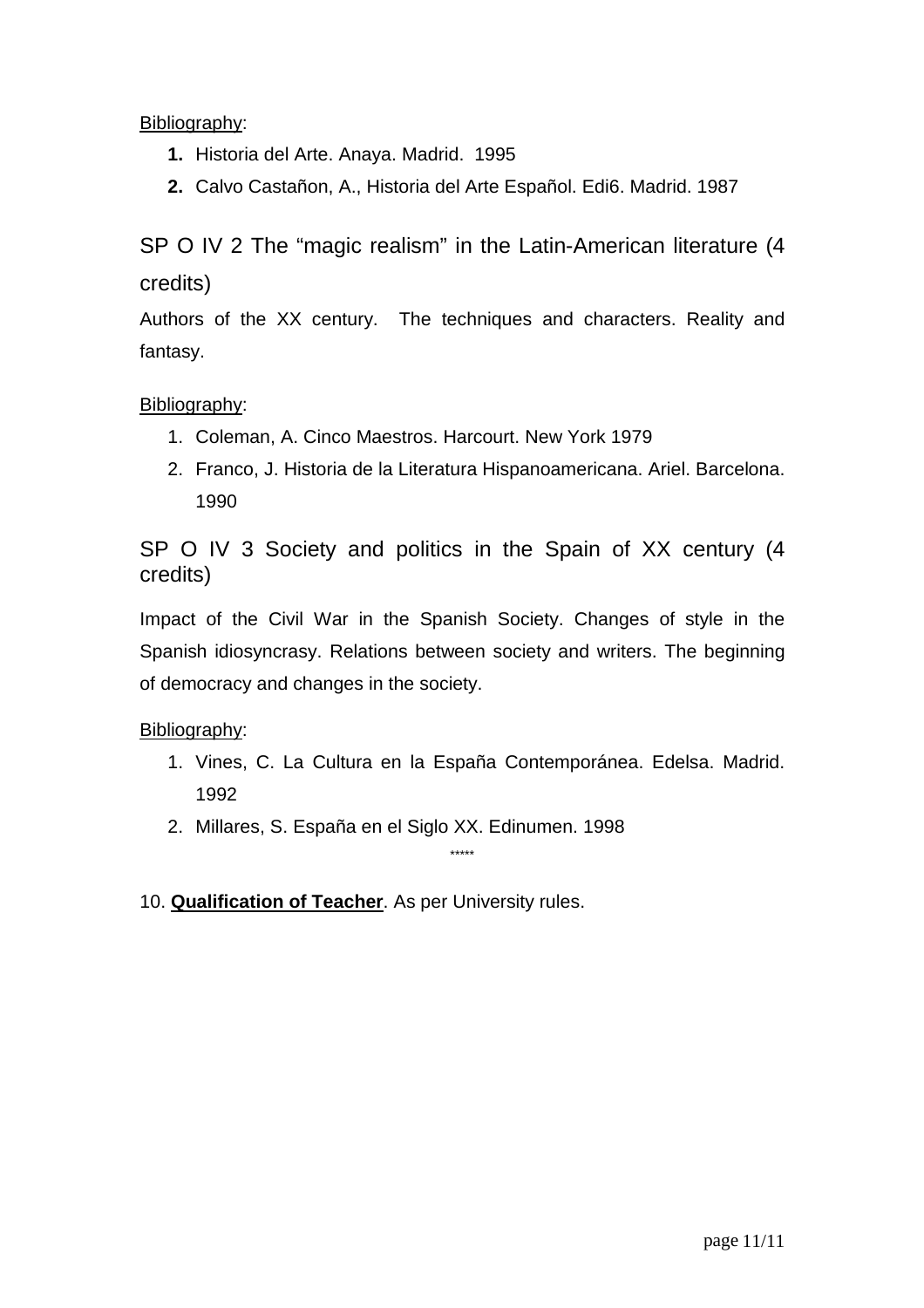Bibliography:

1. Historia del Arte. Anaya. Madrid. 1995
2. Calvo Castañon, A., Historia del Arte Español. Edi6. Madrid. 1987

## SP O IV 2 The “magic realism” in the Latin-American literature (4 credits)

Authors of the XX century. The techniques and characters. Reality and fantasy.

Bibliography:

1. Coleman, A. Cinco Maestros. Harcourt. New York 1979
2. Franco, J. Historia de la Literatura Hispanoamericana. Ariel. Barcelona. 1990

## SP O IV 3 Society and politics in the Spain of XX century (4 credits)

Impact of the Civil War in the Spanish Society. Changes of style in the Spanish idiosyncrasy. Relations between society and writers. The beginning of democracy and changes in the society.

Bibliography:

1. Vines, C. La Cultura en la España Contemporánea. Edelsa. Madrid. 1992
2. Millares, S. España en el Siglo XX. Edinumen. 1998

*****

10. **Qualification of Teacher**. As per University rules.